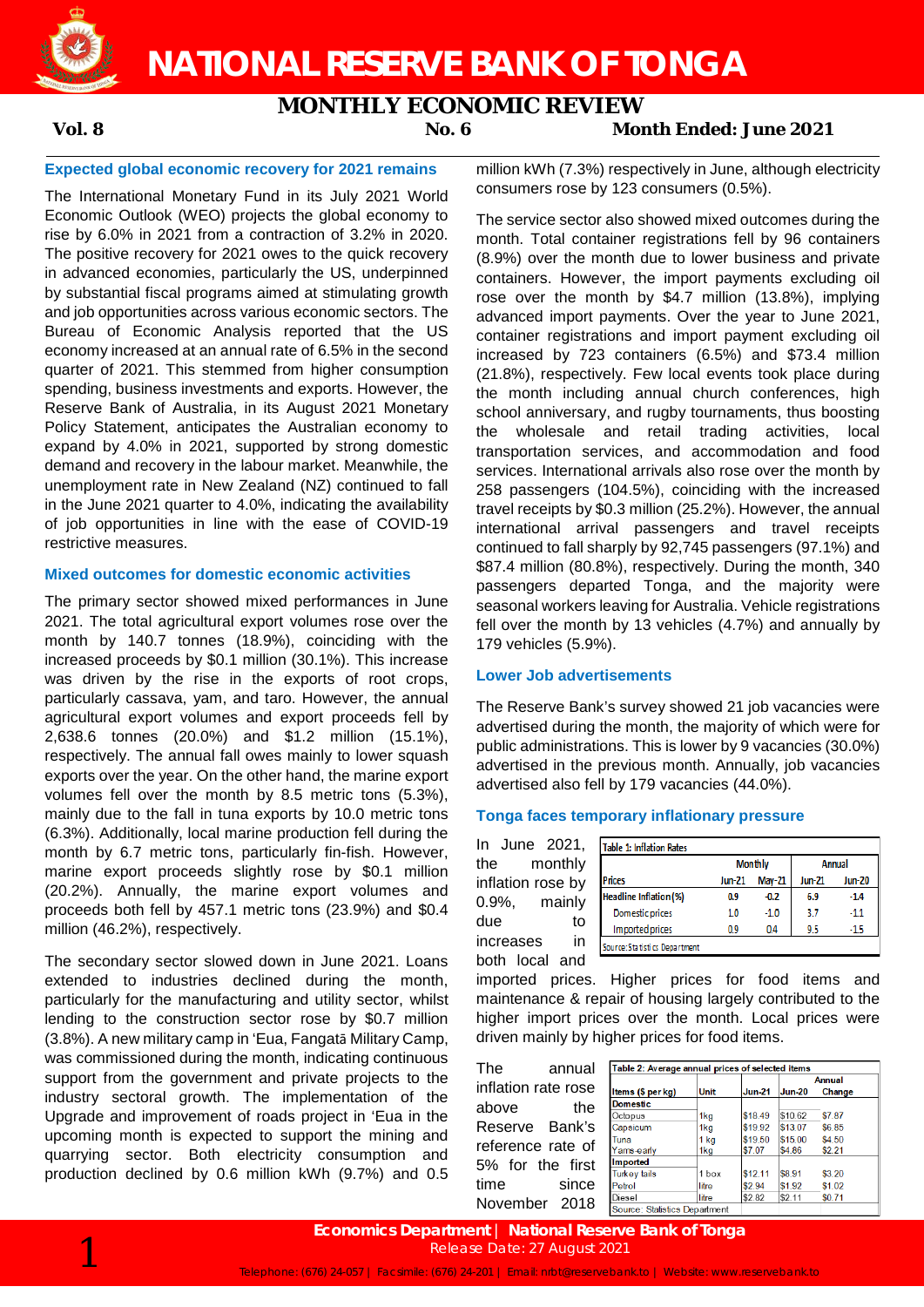# NATIONAL RESERVE BANK OF TONGA

## MONTHLY ECONOMIC REVIEW

**Vol. 8** **No. 6** **Month Ended: June 2021**

### Expected global economic recovery for 2021 remains

The International Monetary Fund in its July 2021 World Economic Outlook (WEO) projects the global economy to rise by 6.0% in 2021 from a contraction of 3.2% in 2020. The positive recovery for 2021 owes to the quick recovery in advanced economies, particularly the US, underpinned by substantial fiscal programs aimed at stimulating growth and job opportunities across various economic sectors. The Bureau of Economic Analysis reported that the US economy increased at an annual rate of 6.5% in the second quarter of 2021. This stemmed from higher consumption spending, business investments and exports. However, the Reserve Bank of Australia, in its August 2021 Monetary Policy Statement, anticipates the Australian economy to expand by 4.0% in 2021, supported by strong domestic demand and recovery in the labour market. Meanwhile, the unemployment rate in New Zealand (NZ) continued to fall in the June 2021 quarter to 4.0%, indicating the availability of job opportunities in line with the ease of COVID-19 restrictive measures.

### Mixed outcomes for domestic economic activities

The primary sector showed mixed performances in June 2021. The total agricultural export volumes rose over the month by 140.7 tonnes (18.9%), coinciding with the increased proceeds by $0.1 million (30.1%). This increase was driven by the rise in the exports of root crops, particularly cassava, yam, and taro. However, the annual agricultural export volumes and export proceeds fell by 2,638.6 tonnes (20.0%) and $1.2 million (15.1%), respectively. The annual fall owes mainly to lower squash exports over the year. On the other hand, the marine export volumes fell over the month by 8.5 metric tons (5.3%), mainly due to the fall in tuna exports by 10.0 metric tons (6.3%). Additionally, local marine production fell during the month by 6.7 metric tons, particularly fin-fish. However, marine export proceeds slightly rose by $0.1 million (20.2%). Annually, the marine export volumes and proceeds both fell by 457.1 metric tons (23.9%) and $0.4 million (46.2%), respectively.

The secondary sector slowed down in June 2021. Loans extended to industries declined during the month, particularly for the manufacturing and utility sector, whilst lending to the construction sector rose by $0.7 million (3.8%). A new military camp in 'Eua, Fangatā Military Camp, was commissioned during the month, indicating continuous support from the government and private projects to the industry sectoral growth. The implementation of the Upgrade and improvement of roads project in 'Eua in the upcoming month is expected to support the mining and quarrying sector. Both electricity consumption and production declined by 0.6 million kWh (9.7%) and 0.5 million kWh (7.3%) respectively in June, although electricity consumers rose by 123 consumers (0.5%).

The service sector also showed mixed outcomes during the month. Total container registrations fell by 96 containers (8.9%) over the month due to lower business and private containers. However, the import payments excluding oil rose over the month by $4.7 million (13.8%), implying advanced import payments. Over the year to June 2021, container registrations and import payment excluding oil increased by 723 containers (6.5%) and $73.4 million (21.8%), respectively. Few local events took place during the month including annual church conferences, high school anniversary, and rugby tournaments, thus boosting the wholesale and retail trading activities, local transportation services, and accommodation and food services. International arrivals also rose over the month by 258 passengers (104.5%), coinciding with the increased travel receipts by $0.3 million (25.2%). However, the annual international arrival passengers and travel receipts continued to fall sharply by 92,745 passengers (97.1%) and $87.4 million (80.8%), respectively. During the month, 340 passengers departed Tonga, and the majority were seasonal workers leaving for Australia. Vehicle registrations fell over the month by 13 vehicles (4.7%) and annually by 179 vehicles (5.9%).

### Lower Job advertisements

The Reserve Bank's survey showed 21 job vacancies were advertised during the month, the majority of which were for public administrations. This is lower by 9 vacancies (30.0%) advertised in the previous month. Annually, job vacancies advertised also fell by 179 vacancies (44.0%).

### Tonga faces temporary inflationary pressure

In June 2021, the monthly inflation rose by 0.9%, mainly due to increases in both local and imported prices. Higher prices for food items and maintenance & repair of housing largely contributed to the higher import prices over the month. Local prices were driven mainly by higher prices for food items.

**Table 1: Inflation Rates**

| Prices | Monthly | | Annual | |
|---|---|---|---|---|
| | Jun-21 | May-21 | Jun-21 | Jun-20 |
| Headline Inflation (%) | 0.9 | -0.2 | 6.9 | -1.4 |
| Domestic prices | 1.0 | -1.0 | 3.7 | -1.1 |
| Imported prices | 0.9 | 0.4 | 9.5 | -1.5 |

Source: Statistics Department

The annual inflation rate rose above the Reserve Bank's reference rate of 5% for the first time since November 2018

**Table 2: Average annual prices of selected items**

| Items ($ per kg) | Unit | Jun-21 | Jun-20 | Annual Change |
|---|---|---|---|---|
| **Domestic** | | | | |
| Octopus | 1kg | $18.49 | $10.62 | $7.87 |
| Capsicum | 1kg | $19.92 | $13.07 | $6.85 |
| Tuna | 1 kg | $19.50 | $15.00 | $4.50 |
| Yams-early | 1kg | $7.07 | $4.86 | $2.21 |
| **Imported** | | | | |
| Turkey tails | 1 box | $12.11 | $8.91 | $3.20 |
| Petrol | litre | $2.94 | $1.92 | $1.02 |
| Diesel | litre | $2.82 | $2.11 | $0.71 |

Source: Statistics Department

**Economics Department | National Reserve Bank of Tonga**
Release Date: 27 August 2021

Telephone: (676) 24-057 | Facsimile: (676) 24-201 | Email: nrbt@reservebank.to | Website: www.reservebank.to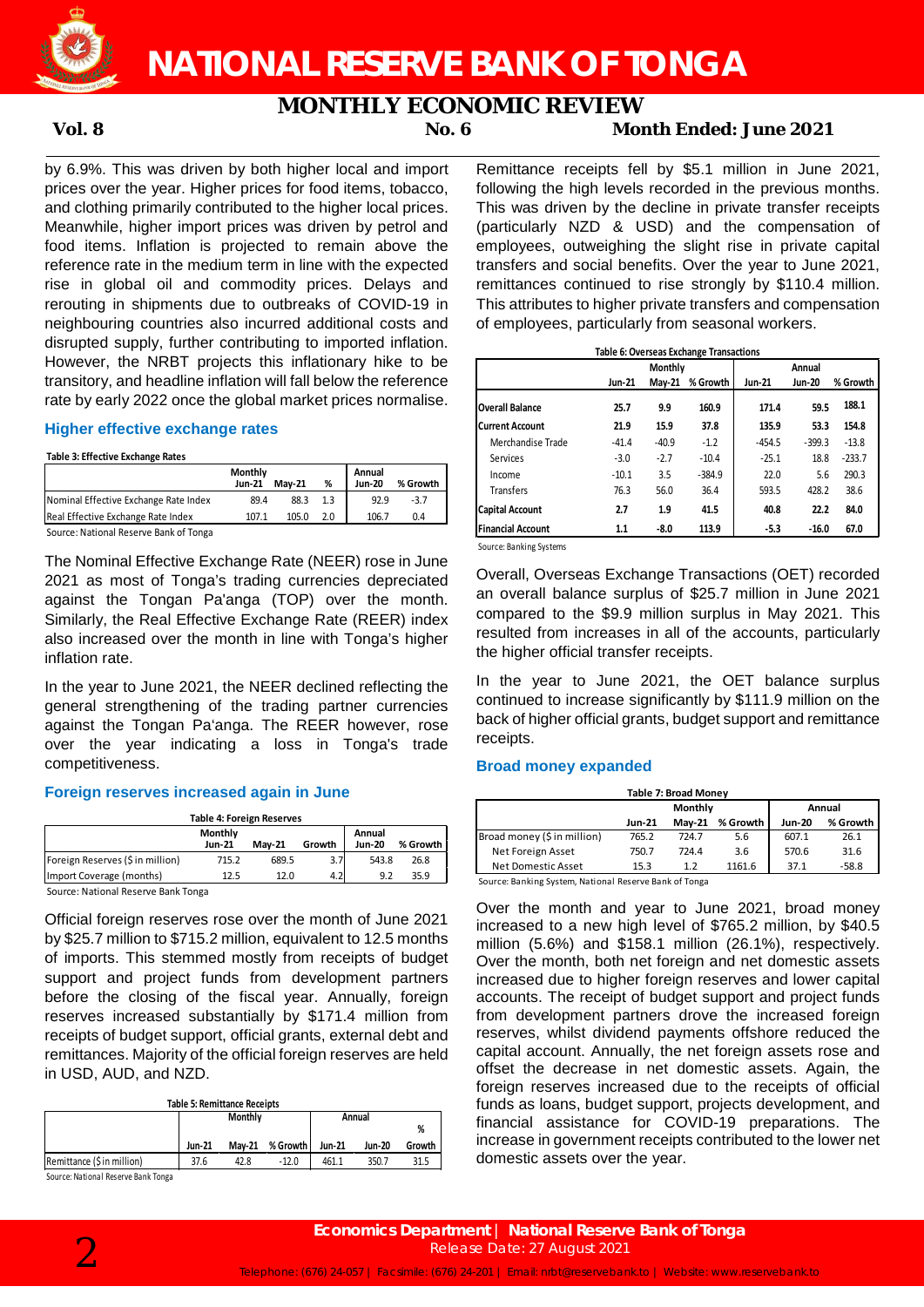by 6.9%. This was driven by both higher local and import prices over the year. Higher prices for food items, tobacco, and clothing primarily contributed to the higher local prices. Meanwhile, higher import prices was driven by petrol and food items. Inflation is projected to remain above the reference rate in the medium term in line with the expected rise in global oil and commodity prices. Delays and rerouting in shipments due to outbreaks of COVID-19 in neighbouring countries also incurred additional costs and disrupted supply, further contributing to imported inflation. However, the NRBT projects this inflationary hike to be transitory, and headline inflation will fall below the reference rate by early 2022 once the global market prices normalise.

### Higher effective exchange rates

**Table 3: Effective Exchange Rates**

| | Monthly | | | Annual | |
|---|---|---|---|---|---|
| | Jun-21 | May-21 | % | Jun-20 | % Growth |
| Nominal Effective Exchange Rate Index | 89.4 | 88.3 | 1.3 | 92.9 | -3.7 |
| Real Effective Exchange Rate Index | 107.1 | 105.0 | 2.0 | 106.7 | 0.4 |

Source: National Reserve Bank of Tonga

The Nominal Effective Exchange Rate (NEER) rose in June 2021 as most of Tonga's trading currencies depreciated against the Tongan Pa'anga (TOP) over the month. Similarly, the Real Effective Exchange Rate (REER) index also increased over the month in line with Tonga's higher inflation rate.

In the year to June 2021, the NEER declined reflecting the general strengthening of the trading partner currencies against the Tongan Pa'anga. The REER however, rose over the year indicating a loss in Tonga's trade competitiveness.

### Foreign reserves increased again in June

**Table 4: Foreign Reserves**

| | Monthly | | | Annual | |
|---|---|---|---|---|---|
| | Jun-21 | May-21 | Growth | Jun-20 | % Growth |
| Foreign Reserves ($ in million) | 715.2 | 689.5 | 3.7 | 543.8 | 26.8 |
| Import Coverage (months) | 12.5 | 12.0 | 4.2 | 9.2 | 35.9 |

Source: National Reserve Bank Tonga

Official foreign reserves rose over the month of June 2021 by $25.7 million to $715.2 million, equivalent to 12.5 months of imports. This stemmed mostly from receipts of budget support and project funds from development partners before the closing of the fiscal year. Annually, foreign reserves increased substantially by $171.4 million from receipts of budget support, official grants, external debt and remittances. Majority of the official foreign reserves are held in USD, AUD, and NZD.

**Table 5: Remittance Receipts**

| | Monthly | | | Annual | | |
|---|---|---|---|---|---|---|
| | Jun-21 | May-21 | % Growth | Jun-21 | Jun-20 | % Growth |
| Remittance ($ in million) | 37.6 | 42.8 | -12.0 | 461.1 | 350.7 | 31.5 |

Source: National Reserve Bank Tonga

Remittance receipts fell by $5.1 million in June 2021, following the high levels recorded in the previous months. This was driven by the decline in private transfer receipts (particularly NZD & USD) and the compensation of employees, outweighing the slight rise in private capital transfers and social benefits. Over the year to June 2021, remittances continued to rise strongly by $110.4 million. This attributes to higher private transfers and compensation of employees, particularly from seasonal workers.

**Table 6: Overseas Exchange Transactions**

| | Monthly | | | Annual | | |
|---|---|---|---|---|---|---|
| | Jun-21 | May-21 | % Growth | Jun-21 | Jun-20 | % Growth |
| **Overall Balance** | **25.7** | **9.9** | **160.9** | **171.4** | **59.5** | **188.1** |
| **Current Account** | **21.9** | **15.9** | **37.8** | **135.9** | **53.3** | **154.8** |
| Merchandise Trade | -41.4 | -40.9 | -1.2 | -454.5 | -399.3 | -13.8 |
| Services | -3.0 | -2.7 | -10.4 | -25.1 | 18.8 | -233.7 |
| Income | -10.1 | 3.5 | -384.9 | 22.0 | 5.6 | 290.3 |
| Transfers | 76.3 | 56.0 | 36.4 | 593.5 | 428.2 | 38.6 |
| **Capital Account** | **2.7** | **1.9** | **41.5** | **40.8** | **22.2** | **84.0** |
| **Financial Account** | **1.1** | **-8.0** | **113.9** | **-5.3** | **-16.0** | **67.0** |

Source: Banking Systems

Overall, Overseas Exchange Transactions (OET) recorded an overall balance surplus of $25.7 million in June 2021 compared to the $9.9 million surplus in May 2021. This resulted from increases in all of the accounts, particularly the higher official transfer receipts.

In the year to June 2021, the OET balance surplus continued to increase significantly by $111.9 million on the back of higher official grants, budget support and remittance receipts.

### Broad money expanded

**Table 7: Broad Money**

| | Monthly | | | Annual | |
|---|---|---|---|---|---|
| | Jun-21 | May-21 | % Growth | Jun-20 | % Growth |
| Broad money ($ in million) | 765.2 | 724.7 | 5.6 | 607.1 | 26.1 |
| Net Foreign Asset | 750.7 | 724.4 | 3.6 | 570.6 | 31.6 |
| Net Domestic Asset | 15.3 | 1.2 | 1161.6 | 37.1 | -58.8 |

Source: Banking System, National Reserve Bank of Tonga

Over the month and year to June 2021, broad money increased to a new high level of $765.2 million, by $40.5 million (5.6%) and $158.1 million (26.1%), respectively. Over the month, both net foreign and net domestic assets increased due to higher foreign reserves and lower capital accounts. The receipt of budget support and project funds from development partners drove the increased foreign reserves, whilst dividend payments offshore reduced the capital account. Annually, the net foreign assets rose and offset the decrease in net domestic assets. Again, the foreign reserves increased due to the receipts of official funds as loans, budget support, projects development, and financial assistance for COVID-19 preparations. The increase in government receipts contributed to the lower net domestic assets over the year.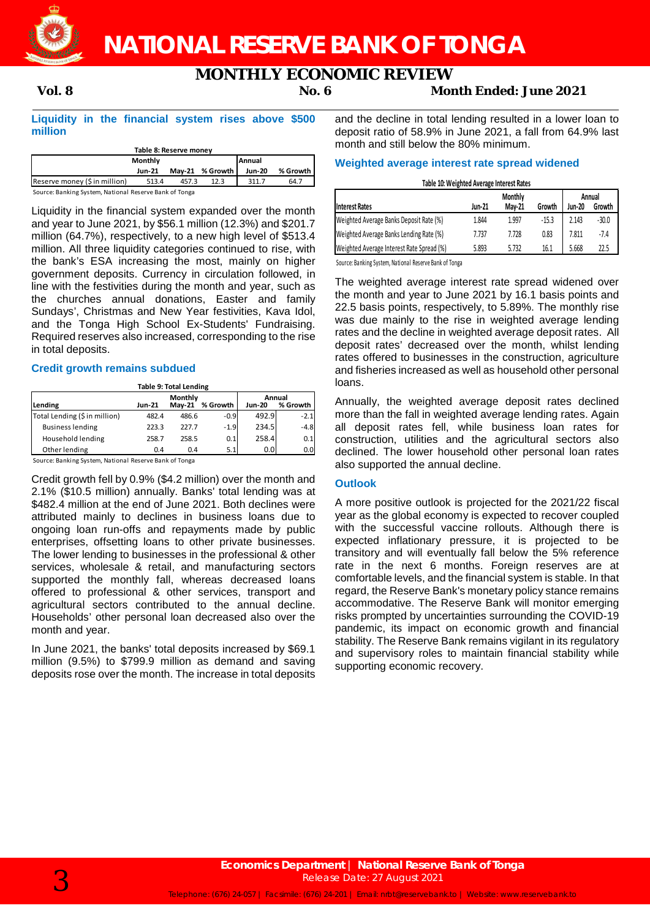# NATIONAL RESERVE BANK OF TONGA

## MONTHLY ECONOMIC REVIEW

**Vol. 8** **No. 6** **Month Ended: June 2021**

### Liquidity in the financial system rises above $500 million

**Table 8: Reserve money**

| | Monthly | | | Annual | |
|---|---|---|---|---|---|
| | Jun-21 | May-21 | % Growth | Jun-20 | % Growth |
| Reserve money ($ in million) | 513.4 | 457.3 | 12.3 | 311.7 | 64.7 |

Source: Banking System, National Reserve Bank of Tonga

Liquidity in the financial system expanded over the month and year to June 2021, by $56.1 million (12.3%) and $201.7 million (64.7%), respectively, to a new high level of $513.4 million. All three liquidity categories continued to rise, with the bank's ESA increasing the most, mainly on higher government deposits. Currency in circulation followed, in line with the festivities during the month and year, such as the churches annual donations, Easter and family Sundays', Christmas and New Year festivities, Kava Idol, and the Tonga High School Ex-Students' Fundraising. Required reserves also increased, corresponding to the rise in total deposits.

### Credit growth remains subdued

**Table 9: Total Lending**

| Lending | Monthly | | | Annual | |
|---|---|---|---|---|---|
| | Jun-21 | May-21 | % Growth | Jun-20 | % Growth |
| Total Lending ($ in million) | 482.4 | 486.6 | -0.9 | 492.9 | -2.1 |
| Business lending | 223.3 | 227.7 | -1.9 | 234.5 | -4.8 |
| Household lending | 258.7 | 258.5 | 0.1 | 258.4 | 0.1 |
| Other lending | 0.4 | 0.4 | 5.1 | 0.0 | 0.0 |

Source: Banking System, National Reserve Bank of Tonga

Credit growth fell by 0.9% ($4.2 million) over the month and 2.1% ($10.5 million) annually. Banks' total lending was at $482.4 million at the end of June 2021. Both declines were attributed mainly to declines in business loans due to ongoing loan run-offs and repayments made by public enterprises, offsetting loans to other private businesses. The lower lending to businesses in the professional & other services, wholesale & retail, and manufacturing sectors supported the monthly fall, whereas decreased loans offered to professional & other services, transport and agricultural sectors contributed to the annual decline. Households' other personal loan decreased also over the month and year.

In June 2021, the banks' total deposits increased by $69.1 million (9.5%) to $799.9 million as demand and saving deposits rose over the month. The increase in total deposits and the decline in total lending resulted in a lower loan to deposit ratio of 58.9% in June 2021, a fall from 64.9% last month and still below the 80% minimum.

### Weighted average interest rate spread widened

**Table 10: Weighted Average Interest Rates**

| Interest Rates | Monthly | | | Annual | |
|---|---|---|---|---|---|
| | Jun-21 | May-21 | Growth | Jun-20 | Growth |
| Weighted Average Banks Deposit Rate (%) | 1.844 | 1.997 | -15.3 | 2.143 | -30.0 |
| Weighted Average Banks Lending Rate (%) | 7.737 | 7.728 | 0.83 | 7.811 | -7.4 |
| Weighted Average Interest Rate Spread (%) | 5.893 | 5.732 | 16.1 | 5.668 | 22.5 |

Source: Banking System, National Reserve Bank of Tonga

The weighted average interest rate spread widened over the month and year to June 2021 by 16.1 basis points and 22.5 basis points, respectively, to 5.89%. The monthly rise was due mainly to the rise in weighted average lending rates and the decline in weighted average deposit rates. All deposit rates' decreased over the month, whilst lending rates offered to businesses in the construction, agriculture and fisheries increased as well as household other personal loans.

Annually, the weighted average deposit rates declined more than the fall in weighted average lending rates. Again all deposit rates fell, while business loan rates for construction, utilities and the agricultural sectors also declined. The lower household other personal loan rates also supported the annual decline.

### Outlook

A more positive outlook is projected for the 2021/22 fiscal year as the global economy is expected to recover coupled with the successful vaccine rollouts. Although there is expected inflationary pressure, it is projected to be transitory and will eventually fall below the 5% reference rate in the next 6 months. Foreign reserves are at comfortable levels, and the financial system is stable. In that regard, the Reserve Bank's monetary policy stance remains accommodative. The Reserve Bank will monitor emerging risks prompted by uncertainties surrounding the COVID-19 pandemic, its impact on economic growth and financial stability. The Reserve Bank remains vigilant in its regulatory and supervisory roles to maintain financial stability while supporting economic recovery.

**Economics Department | National Reserve Bank of Tonga**
Release Date: 27 August 2021

Telephone: (676) 24-057 | Facsimile: (676) 24-201 | Email: nrbt@reservebank.to | Website: www.reservebank.to